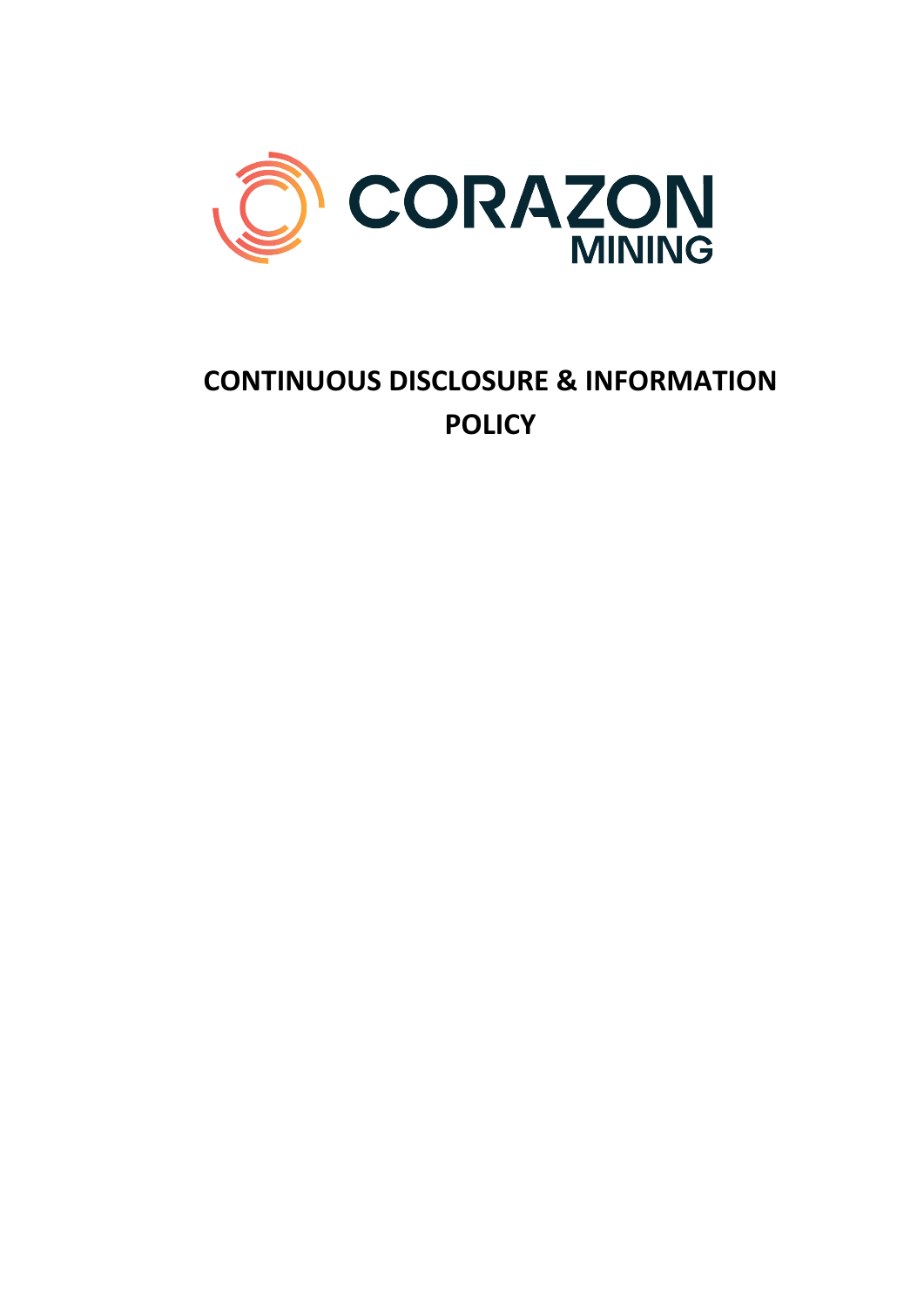CORAZON MINING

# CONTINUOUS DISCLOSURE & INFORMATION POLICY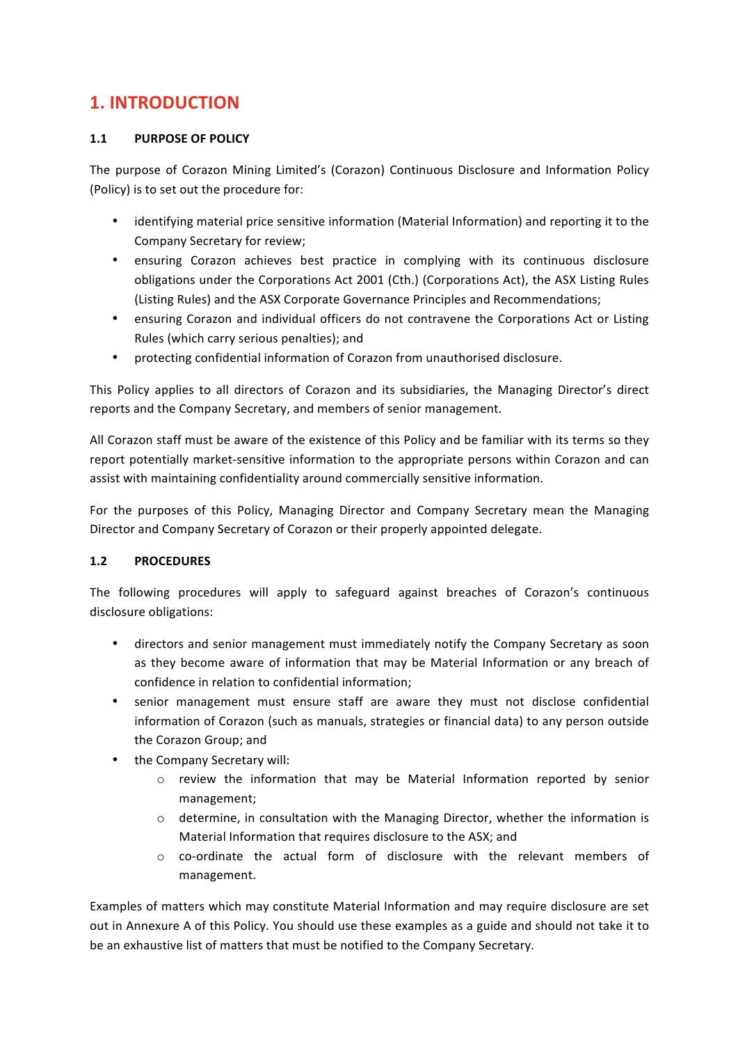# 1. INTRODUCTION

## 1.1 PURPOSE OF POLICY

The purpose of Corazon Mining Limited's (Corazon) Continuous Disclosure and Information Policy (Policy) is to set out the procedure for:

- identifying material price sensitive information (Material Information) and reporting it to the Company Secretary for review;
- ensuring Corazon achieves best practice in complying with its continuous disclosure obligations under the Corporations Act 2001 (Cth.) (Corporations Act), the ASX Listing Rules (Listing Rules) and the ASX Corporate Governance Principles and Recommendations;
- ensuring Corazon and individual officers do not contravene the Corporations Act or Listing Rules (which carry serious penalties); and
- protecting confidential information of Corazon from unauthorised disclosure.

This Policy applies to all directors of Corazon and its subsidiaries, the Managing Director's direct reports and the Company Secretary, and members of senior management.

All Corazon staff must be aware of the existence of this Policy and be familiar with its terms so they report potentially market-sensitive information to the appropriate persons within Corazon and can assist with maintaining confidentiality around commercially sensitive information.

For the purposes of this Policy, Managing Director and Company Secretary mean the Managing Director and Company Secretary of Corazon or their properly appointed delegate.

## 1.2 PROCEDURES

The following procedures will apply to safeguard against breaches of Corazon's continuous disclosure obligations:

- directors and senior management must immediately notify the Company Secretary as soon as they become aware of information that may be Material Information or any breach of confidence in relation to confidential information;
- senior management must ensure staff are aware they must not disclose confidential information of Corazon (such as manuals, strategies or financial data) to any person outside the Corazon Group; and
- the Company Secretary will:
  - review the information that may be Material Information reported by senior management;
  - determine, in consultation with the Managing Director, whether the information is Material Information that requires disclosure to the ASX; and
  - co-ordinate the actual form of disclosure with the relevant members of management.

Examples of matters which may constitute Material Information and may require disclosure are set out in Annexure A of this Policy. You should use these examples as a guide and should not take it to be an exhaustive list of matters that must be notified to the Company Secretary.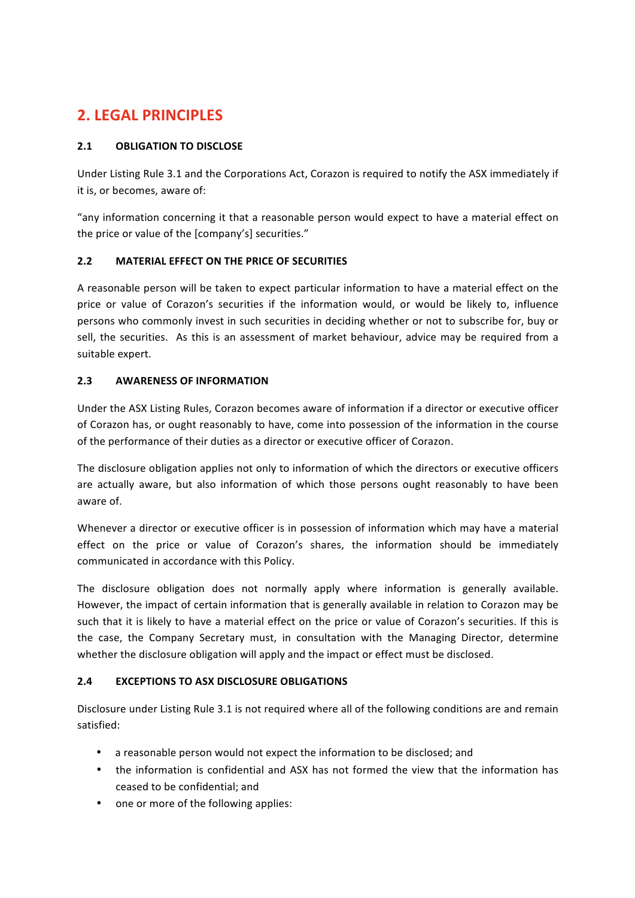## 2. LEGAL PRINCIPLES

### 2.1 OBLIGATION TO DISCLOSE

Under Listing Rule 3.1 and the Corporations Act, Corazon is required to notify the ASX immediately if it is, or becomes, aware of:

“any information concerning it that a reasonable person would expect to have a material effect on the price or value of the [company’s] securities.”

### 2.2 MATERIAL EFFECT ON THE PRICE OF SECURITIES

A reasonable person will be taken to expect particular information to have a material effect on the price or value of Corazon’s securities if the information would, or would be likely to, influence persons who commonly invest in such securities in deciding whether or not to subscribe for, buy or sell, the securities. As this is an assessment of market behaviour, advice may be required from a suitable expert.

### 2.3 AWARENESS OF INFORMATION

Under the ASX Listing Rules, Corazon becomes aware of information if a director or executive officer of Corazon has, or ought reasonably to have, come into possession of the information in the course of the performance of their duties as a director or executive officer of Corazon.

The disclosure obligation applies not only to information of which the directors or executive officers are actually aware, but also information of which those persons ought reasonably to have been aware of.

Whenever a director or executive officer is in possession of information which may have a material effect on the price or value of Corazon’s shares, the information should be immediately communicated in accordance with this Policy.

The disclosure obligation does not normally apply where information is generally available. However, the impact of certain information that is generally available in relation to Corazon may be such that it is likely to have a material effect on the price or value of Corazon’s securities. If this is the case, the Company Secretary must, in consultation with the Managing Director, determine whether the disclosure obligation will apply and the impact or effect must be disclosed.

### 2.4 EXCEPTIONS TO ASX DISCLOSURE OBLIGATIONS

Disclosure under Listing Rule 3.1 is not required where all of the following conditions are and remain satisfied:

- a reasonable person would not expect the information to be disclosed; and
- the information is confidential and ASX has not formed the view that the information has ceased to be confidential; and
- one or more of the following applies: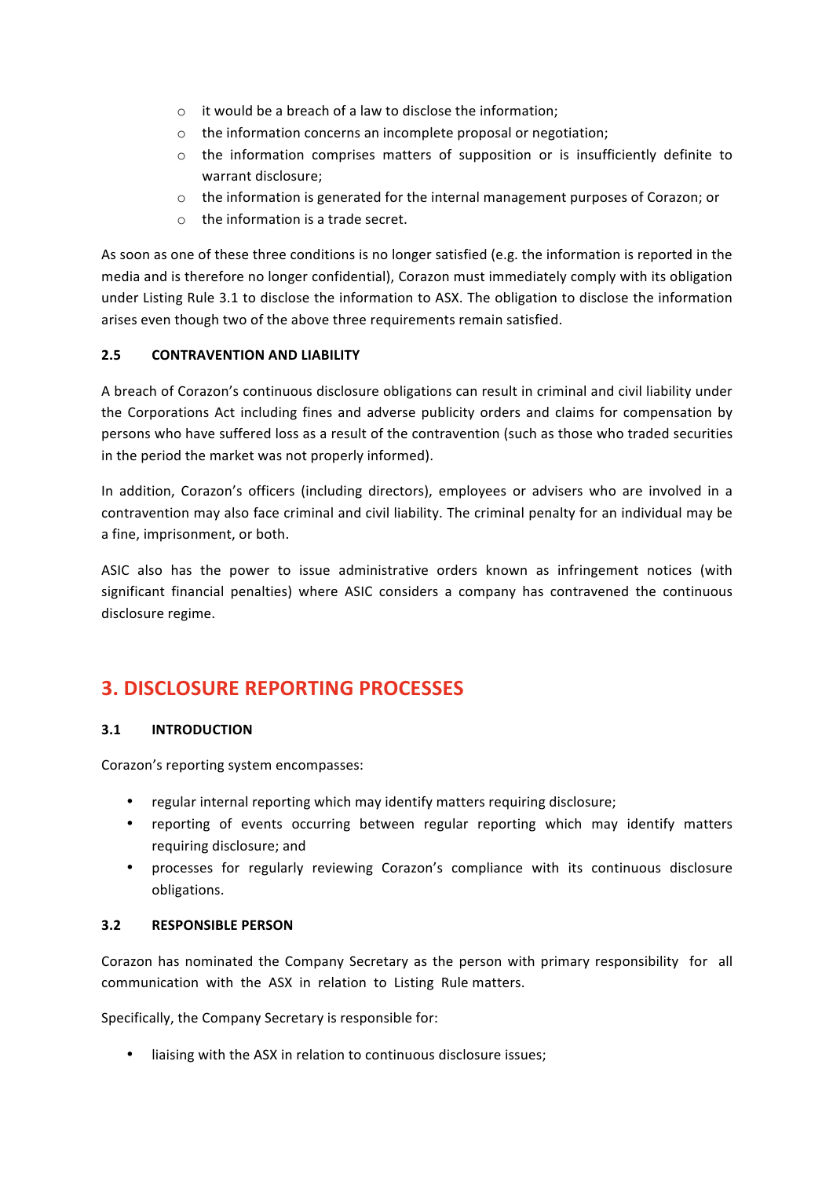- it would be a breach of a law to disclose the information;
  - the information concerns an incomplete proposal or negotiation;
  - the information comprises matters of supposition or is insufficiently definite to warrant disclosure;
  - the information is generated for the internal management purposes of Corazon; or
  - the information is a trade secret.

As soon as one of these three conditions is no longer satisfied (e.g. the information is reported in the media and is therefore no longer confidential), Corazon must immediately comply with its obligation under Listing Rule 3.1 to disclose the information to ASX. The obligation to disclose the information arises even though two of the above three requirements remain satisfied.

### 2.5 CONTRAVENTION AND LIABILITY

A breach of Corazon's continuous disclosure obligations can result in criminal and civil liability under the Corporations Act including fines and adverse publicity orders and claims for compensation by persons who have suffered loss as a result of the contravention (such as those who traded securities in the period the market was not properly informed).

In addition, Corazon's officers (including directors), employees or advisers who are involved in a contravention may also face criminal and civil liability. The criminal penalty for an individual may be a fine, imprisonment, or both.

ASIC also has the power to issue administrative orders known as infringement notices (with significant financial penalties) where ASIC considers a company has contravened the continuous disclosure regime.

## 3. DISCLOSURE REPORTING PROCESSES

### 3.1 INTRODUCTION

Corazon's reporting system encompasses:

- regular internal reporting which may identify matters requiring disclosure;
- reporting of events occurring between regular reporting which may identify matters requiring disclosure; and
- processes for regularly reviewing Corazon's compliance with its continuous disclosure obligations.

### 3.2 RESPONSIBLE PERSON

Corazon has nominated the Company Secretary as the person with primary responsibility for all communication with the ASX in relation to Listing Rule matters.

Specifically, the Company Secretary is responsible for:

- liaising with the ASX in relation to continuous disclosure issues;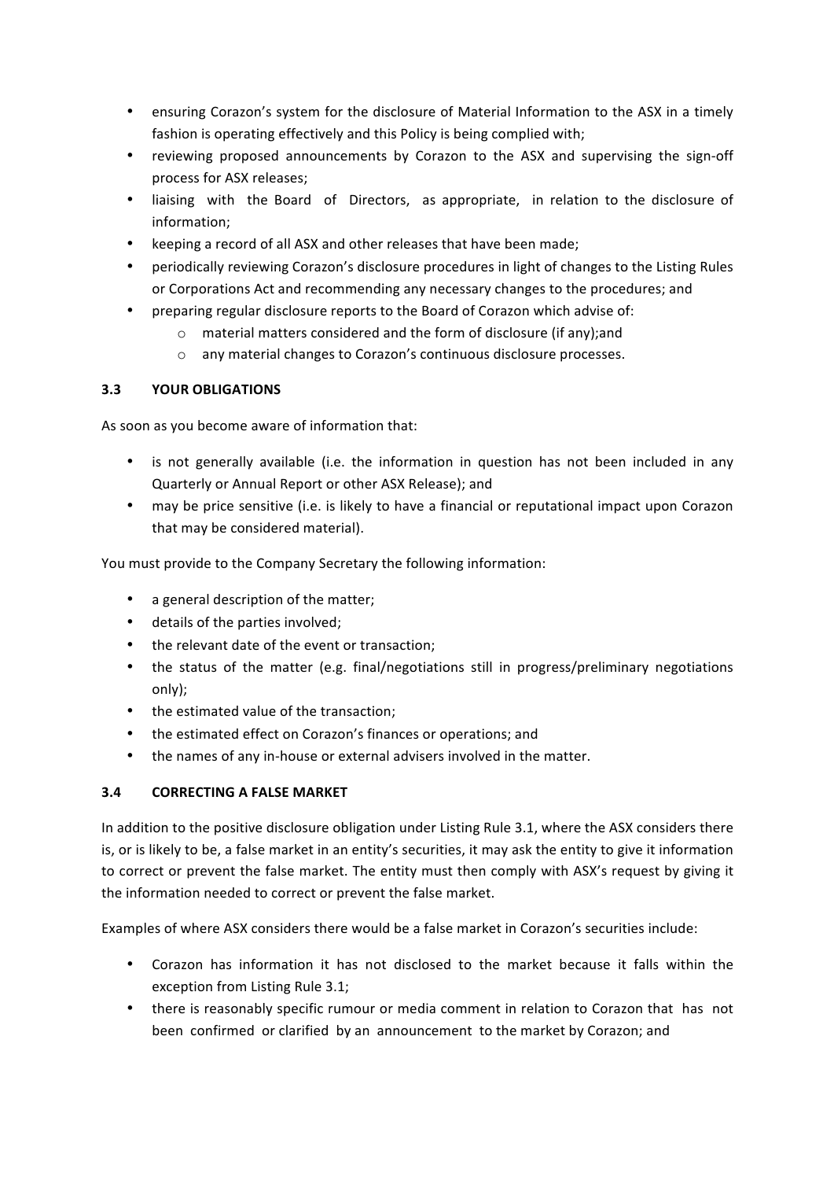- ensuring Corazon's system for the disclosure of Material Information to the ASX in a timely fashion is operating effectively and this Policy is being complied with;
- reviewing proposed announcements by Corazon to the ASX and supervising the sign-off process for ASX releases;
- liaising with the Board of Directors, as appropriate, in relation to the disclosure of information;
- keeping a record of all ASX and other releases that have been made;
- periodically reviewing Corazon's disclosure procedures in light of changes to the Listing Rules or Corporations Act and recommending any necessary changes to the procedures; and
- preparing regular disclosure reports to the Board of Corazon which advise of:
    - material matters considered and the form of disclosure (if any);and
    - any material changes to Corazon's continuous disclosure processes.

### 3.3 YOUR OBLIGATIONS

As soon as you become aware of information that:

- is not generally available (i.e. the information in question has not been included in any Quarterly or Annual Report or other ASX Release); and
- may be price sensitive (i.e. is likely to have a financial or reputational impact upon Corazon that may be considered material).

You must provide to the Company Secretary the following information:

- a general description of the matter;
- details of the parties involved;
- the relevant date of the event or transaction;
- the status of the matter (e.g. final/negotiations still in progress/preliminary negotiations only);
- the estimated value of the transaction;
- the estimated effect on Corazon's finances or operations; and
- the names of any in-house or external advisers involved in the matter.

### 3.4 CORRECTING A FALSE MARKET

In addition to the positive disclosure obligation under Listing Rule 3.1, where the ASX considers there is, or is likely to be, a false market in an entity's securities, it may ask the entity to give it information to correct or prevent the false market. The entity must then comply with ASX's request by giving it the information needed to correct or prevent the false market.

Examples of where ASX considers there would be a false market in Corazon's securities include:

- Corazon has information it has not disclosed to the market because it falls within the exception from Listing Rule 3.1;
- there is reasonably specific rumour or media comment in relation to Corazon that has not been confirmed or clarified by an announcement to the market by Corazon; and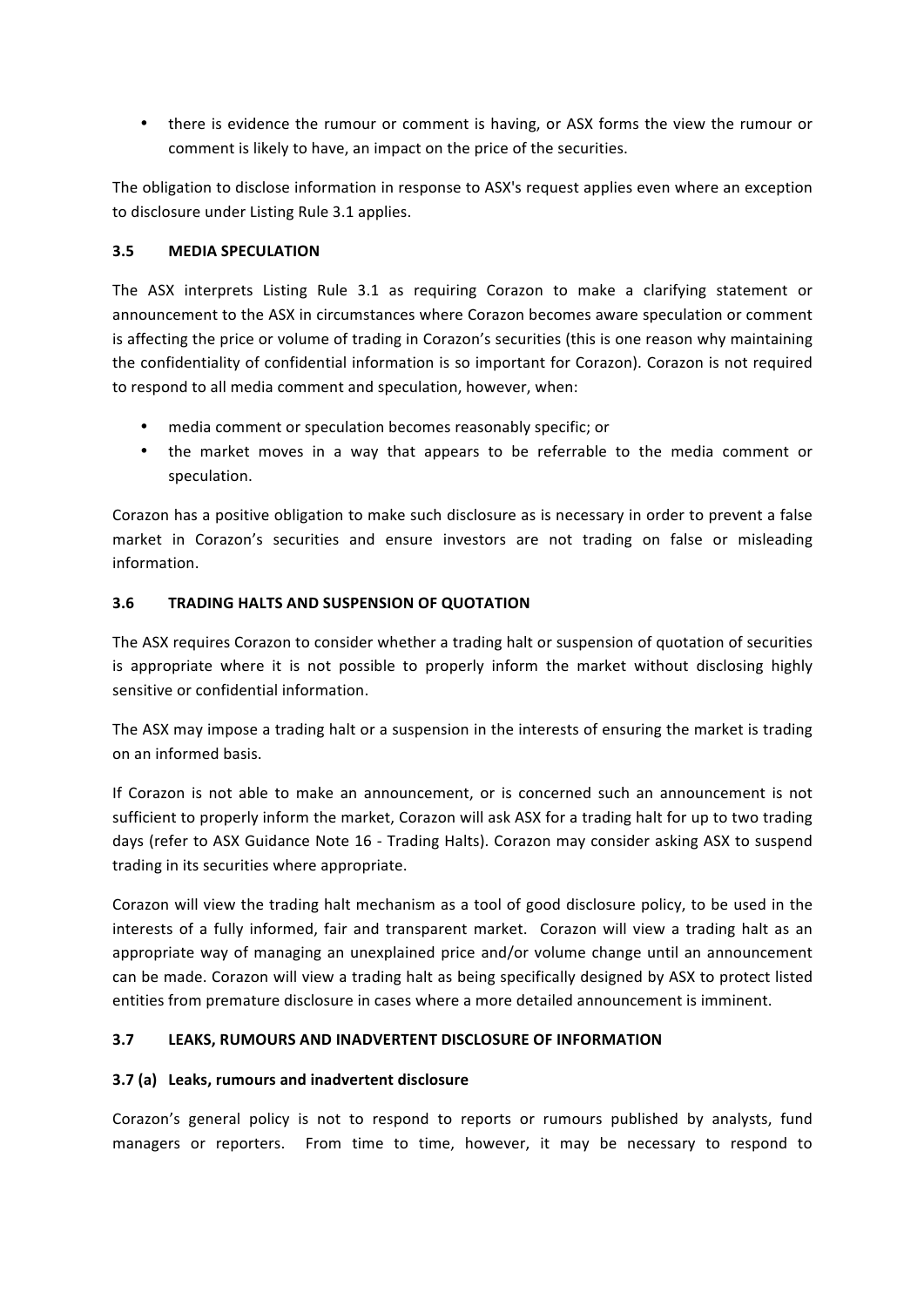- there is evidence the rumour or comment is having, or ASX forms the view the rumour or comment is likely to have, an impact on the price of the securities.

The obligation to disclose information in response to ASX's request applies even where an exception to disclosure under Listing Rule 3.1 applies.

### 3.5 MEDIA SPECULATION

The ASX interprets Listing Rule 3.1 as requiring Corazon to make a clarifying statement or announcement to the ASX in circumstances where Corazon becomes aware speculation or comment is affecting the price or volume of trading in Corazon's securities (this is one reason why maintaining the confidentiality of confidential information is so important for Corazon). Corazon is not required to respond to all media comment and speculation, however, when:

- media comment or speculation becomes reasonably specific; or
- the market moves in a way that appears to be referrable to the media comment or speculation.

Corazon has a positive obligation to make such disclosure as is necessary in order to prevent a false market in Corazon's securities and ensure investors are not trading on false or misleading information.

### 3.6 TRADING HALTS AND SUSPENSION OF QUOTATION

The ASX requires Corazon to consider whether a trading halt or suspension of quotation of securities is appropriate where it is not possible to properly inform the market without disclosing highly sensitive or confidential information.

The ASX may impose a trading halt or a suspension in the interests of ensuring the market is trading on an informed basis.

If Corazon is not able to make an announcement, or is concerned such an announcement is not sufficient to properly inform the market, Corazon will ask ASX for a trading halt for up to two trading days (refer to ASX Guidance Note 16 - Trading Halts). Corazon may consider asking ASX to suspend trading in its securities where appropriate.

Corazon will view the trading halt mechanism as a tool of good disclosure policy, to be used in the interests of a fully informed, fair and transparent market. Corazon will view a trading halt as an appropriate way of managing an unexplained price and/or volume change until an announcement can be made. Corazon will view a trading halt as being specifically designed by ASX to protect listed entities from premature disclosure in cases where a more detailed announcement is imminent.

### 3.7 LEAKS, RUMOURS AND INADVERTENT DISCLOSURE OF INFORMATION

#### 3.7 (a) Leaks, rumours and inadvertent disclosure

Corazon's general policy is not to respond to reports or rumours published by analysts, fund managers or reporters. From time to time, however, it may be necessary to respond to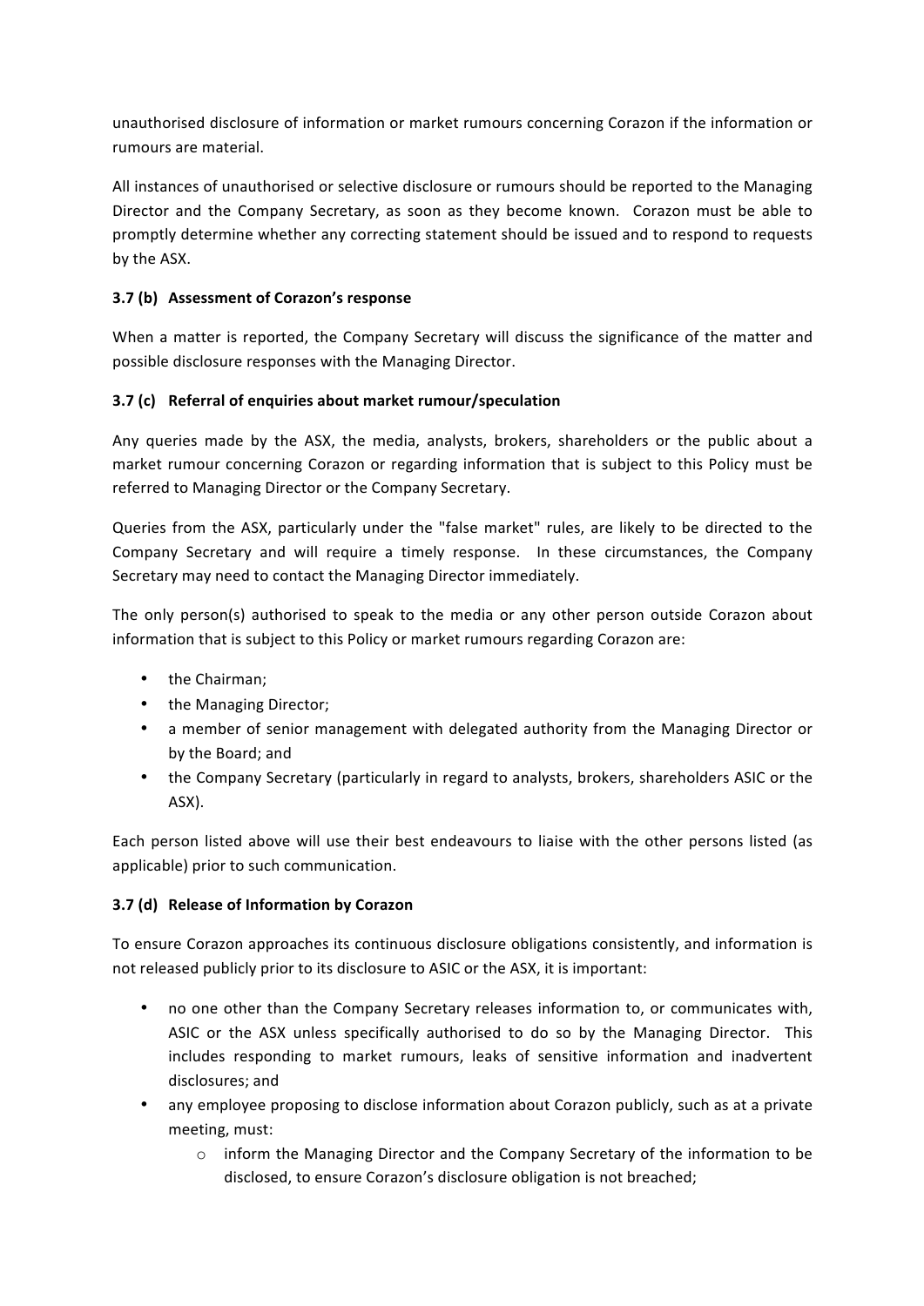unauthorised disclosure of information or market rumours concerning Corazon if the information or rumours are material.

All instances of unauthorised or selective disclosure or rumours should be reported to the Managing Director and the Company Secretary, as soon as they become known. Corazon must be able to promptly determine whether any correcting statement should be issued and to respond to requests by the ASX.

### 3.7 (b) Assessment of Corazon's response

When a matter is reported, the Company Secretary will discuss the significance of the matter and possible disclosure responses with the Managing Director.

### 3.7 (c) Referral of enquiries about market rumour/speculation

Any queries made by the ASX, the media, analysts, brokers, shareholders or the public about a market rumour concerning Corazon or regarding information that is subject to this Policy must be referred to Managing Director or the Company Secretary.

Queries from the ASX, particularly under the "false market" rules, are likely to be directed to the Company Secretary and will require a timely response. In these circumstances, the Company Secretary may need to contact the Managing Director immediately.

The only person(s) authorised to speak to the media or any other person outside Corazon about information that is subject to this Policy or market rumours regarding Corazon are:

- the Chairman;
- the Managing Director;
- a member of senior management with delegated authority from the Managing Director or by the Board; and
- the Company Secretary (particularly in regard to analysts, brokers, shareholders ASIC or the ASX).

Each person listed above will use their best endeavours to liaise with the other persons listed (as applicable) prior to such communication.

### 3.7 (d) Release of Information by Corazon

To ensure Corazon approaches its continuous disclosure obligations consistently, and information is not released publicly prior to its disclosure to ASIC or the ASX, it is important:

- no one other than the Company Secretary releases information to, or communicates with, ASIC or the ASX unless specifically authorised to do so by the Managing Director. This includes responding to market rumours, leaks of sensitive information and inadvertent disclosures; and
- any employee proposing to disclose information about Corazon publicly, such as at a private meeting, must:
  - inform the Managing Director and the Company Secretary of the information to be disclosed, to ensure Corazon's disclosure obligation is not breached;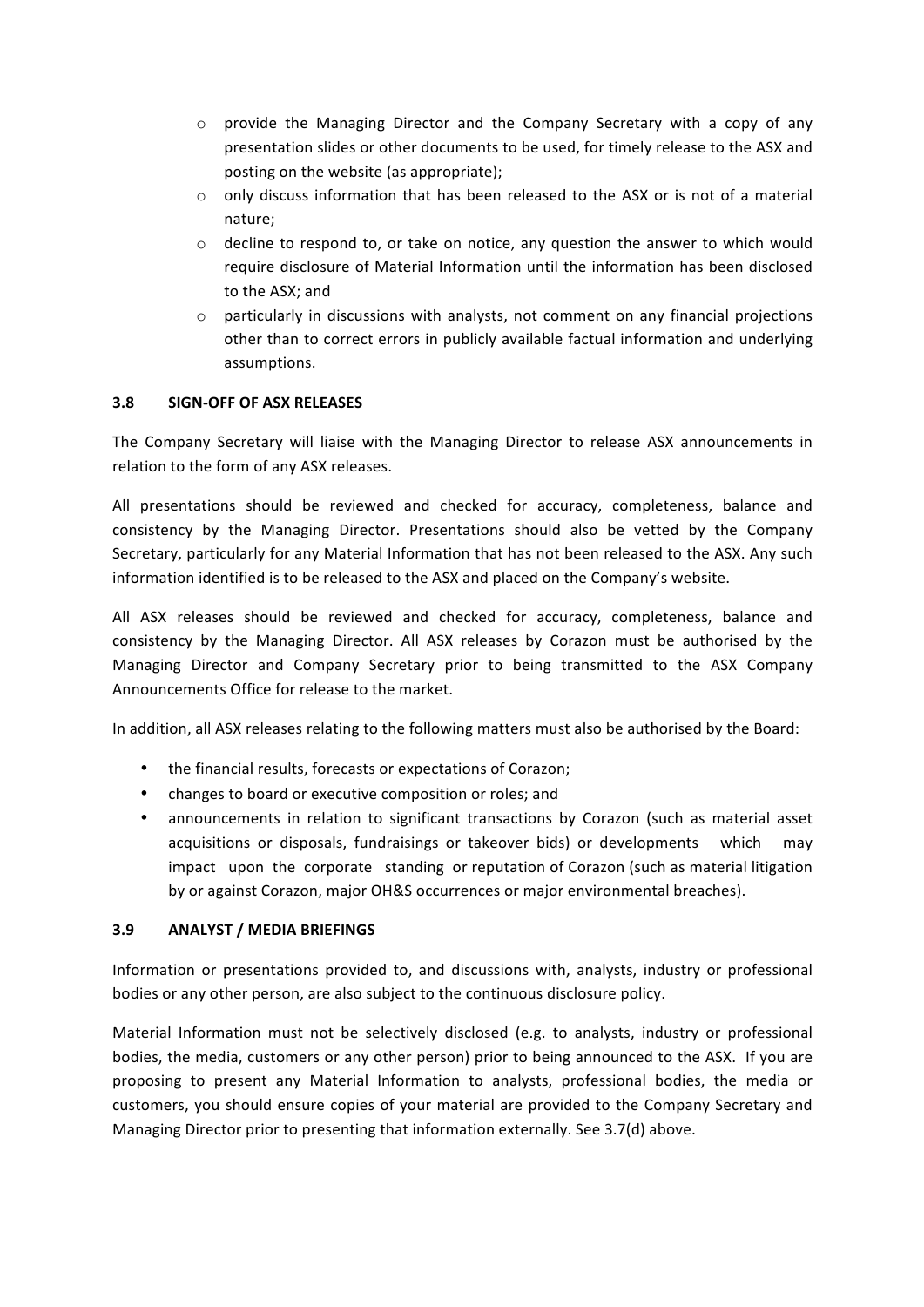- provide the Managing Director and the Company Secretary with a copy of any presentation slides or other documents to be used, for timely release to the ASX and posting on the website (as appropriate);
- only discuss information that has been released to the ASX or is not of a material nature;
- decline to respond to, or take on notice, any question the answer to which would require disclosure of Material Information until the information has been disclosed to the ASX; and
- particularly in discussions with analysts, not comment on any financial projections other than to correct errors in publicly available factual information and underlying assumptions.

### 3.8 SIGN-OFF OF ASX RELEASES

The Company Secretary will liaise with the Managing Director to release ASX announcements in relation to the form of any ASX releases.

All presentations should be reviewed and checked for accuracy, completeness, balance and consistency by the Managing Director. Presentations should also be vetted by the Company Secretary, particularly for any Material Information that has not been released to the ASX. Any such information identified is to be released to the ASX and placed on the Company's website.

All ASX releases should be reviewed and checked for accuracy, completeness, balance and consistency by the Managing Director. All ASX releases by Corazon must be authorised by the Managing Director and Company Secretary prior to being transmitted to the ASX Company Announcements Office for release to the market.

In addition, all ASX releases relating to the following matters must also be authorised by the Board:

- the financial results, forecasts or expectations of Corazon;
- changes to board or executive composition or roles; and
- announcements in relation to significant transactions by Corazon (such as material asset acquisitions or disposals, fundraisings or takeover bids) or developments which may impact upon the corporate standing or reputation of Corazon (such as material litigation by or against Corazon, major OH&S occurrences or major environmental breaches).

### 3.9 ANALYST / MEDIA BRIEFINGS

Information or presentations provided to, and discussions with, analysts, industry or professional bodies or any other person, are also subject to the continuous disclosure policy.

Material Information must not be selectively disclosed (e.g. to analysts, industry or professional bodies, the media, customers or any other person) prior to being announced to the ASX. If you are proposing to present any Material Information to analysts, professional bodies, the media or customers, you should ensure copies of your material are provided to the Company Secretary and Managing Director prior to presenting that information externally. See 3.7(d) above.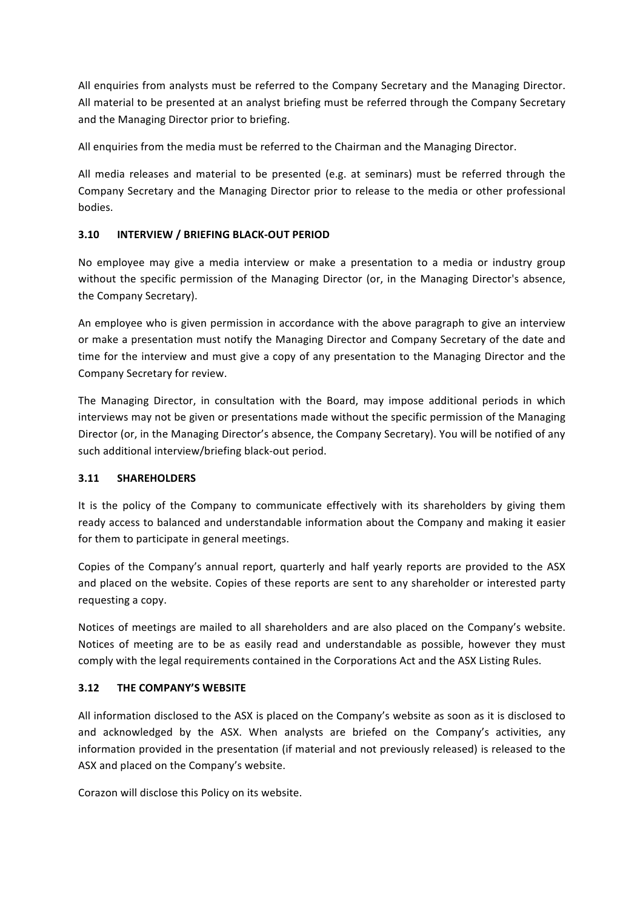All enquiries from analysts must be referred to the Company Secretary and the Managing Director. All material to be presented at an analyst briefing must be referred through the Company Secretary and the Managing Director prior to briefing.

All enquiries from the media must be referred to the Chairman and the Managing Director.

All media releases and material to be presented (e.g. at seminars) must be referred through the Company Secretary and the Managing Director prior to release to the media or other professional bodies.

### 3.10 INTERVIEW / BRIEFING BLACK-OUT PERIOD

No employee may give a media interview or make a presentation to a media or industry group without the specific permission of the Managing Director (or, in the Managing Director's absence, the Company Secretary).

An employee who is given permission in accordance with the above paragraph to give an interview or make a presentation must notify the Managing Director and Company Secretary of the date and time for the interview and must give a copy of any presentation to the Managing Director and the Company Secretary for review.

The Managing Director, in consultation with the Board, may impose additional periods in which interviews may not be given or presentations made without the specific permission of the Managing Director (or, in the Managing Director's absence, the Company Secretary). You will be notified of any such additional interview/briefing black-out period.

### 3.11 SHAREHOLDERS

It is the policy of the Company to communicate effectively with its shareholders by giving them ready access to balanced and understandable information about the Company and making it easier for them to participate in general meetings.

Copies of the Company's annual report, quarterly and half yearly reports are provided to the ASX and placed on the website. Copies of these reports are sent to any shareholder or interested party requesting a copy.

Notices of meetings are mailed to all shareholders and are also placed on the Company's website. Notices of meeting are to be as easily read and understandable as possible, however they must comply with the legal requirements contained in the Corporations Act and the ASX Listing Rules.

### 3.12 THE COMPANY'S WEBSITE

All information disclosed to the ASX is placed on the Company's website as soon as it is disclosed to and acknowledged by the ASX. When analysts are briefed on the Company's activities, any information provided in the presentation (if material and not previously released) is released to the ASX and placed on the Company's website.

Corazon will disclose this Policy on its website.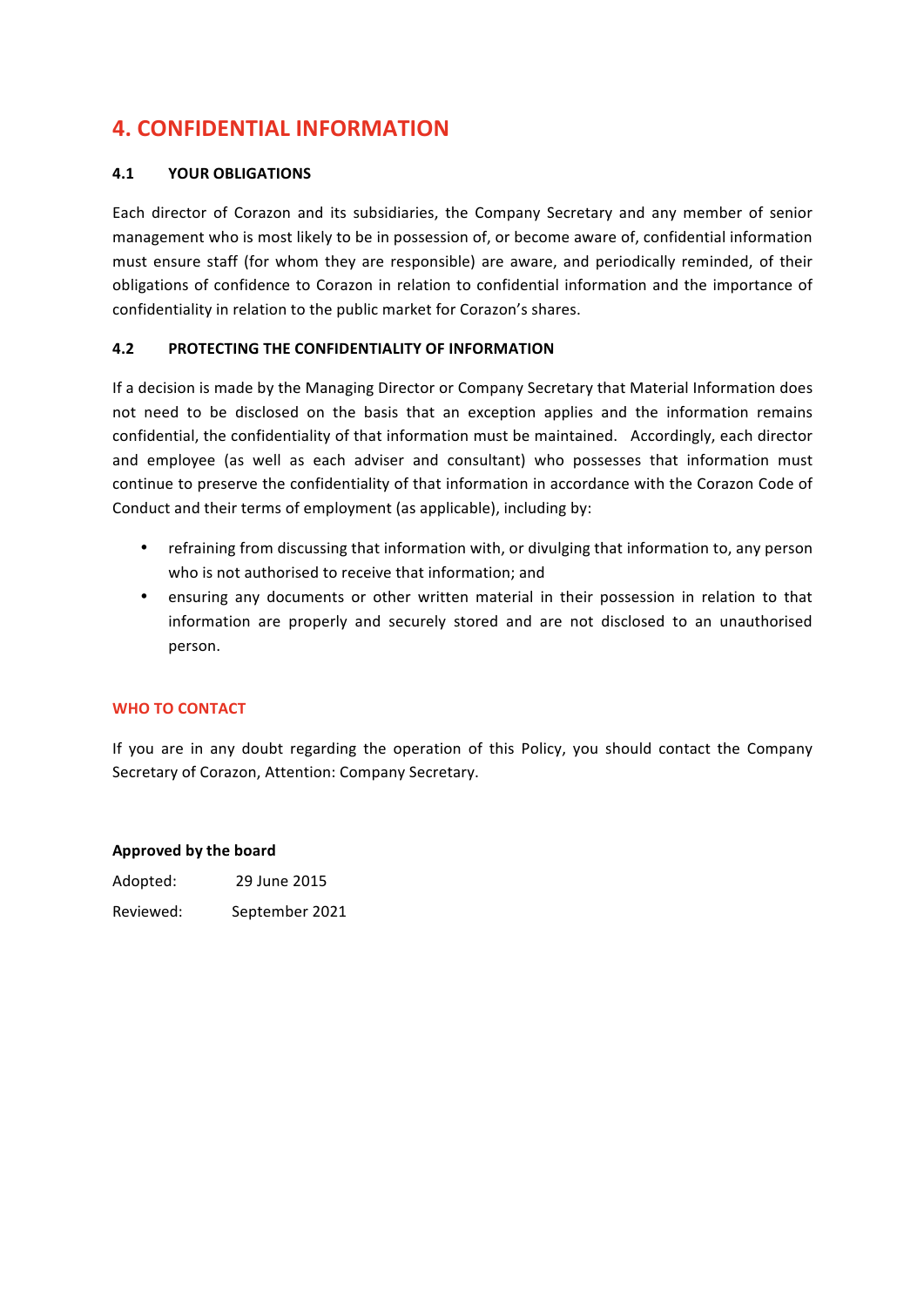# 4. CONFIDENTIAL INFORMATION

### 4.1 YOUR OBLIGATIONS

Each director of Corazon and its subsidiaries, the Company Secretary and any member of senior management who is most likely to be in possession of, or become aware of, confidential information must ensure staff (for whom they are responsible) are aware, and periodically reminded, of their obligations of confidence to Corazon in relation to confidential information and the importance of confidentiality in relation to the public market for Corazon's shares.

### 4.2 PROTECTING THE CONFIDENTIALITY OF INFORMATION

If a decision is made by the Managing Director or Company Secretary that Material Information does not need to be disclosed on the basis that an exception applies and the information remains confidential, the confidentiality of that information must be maintained. Accordingly, each director and employee (as well as each adviser and consultant) who possesses that information must continue to preserve the confidentiality of that information in accordance with the Corazon Code of Conduct and their terms of employment (as applicable), including by:

- refraining from discussing that information with, or divulging that information to, any person who is not authorised to receive that information; and
- ensuring any documents or other written material in their possession in relation to that information are properly and securely stored and are not disclosed to an unauthorised person.

## WHO TO CONTACT

If you are in any doubt regarding the operation of this Policy, you should contact the Company Secretary of Corazon, Attention: Company Secretary.

**Approved by the board**

Adopted: 29 June 2015

Reviewed: September 2021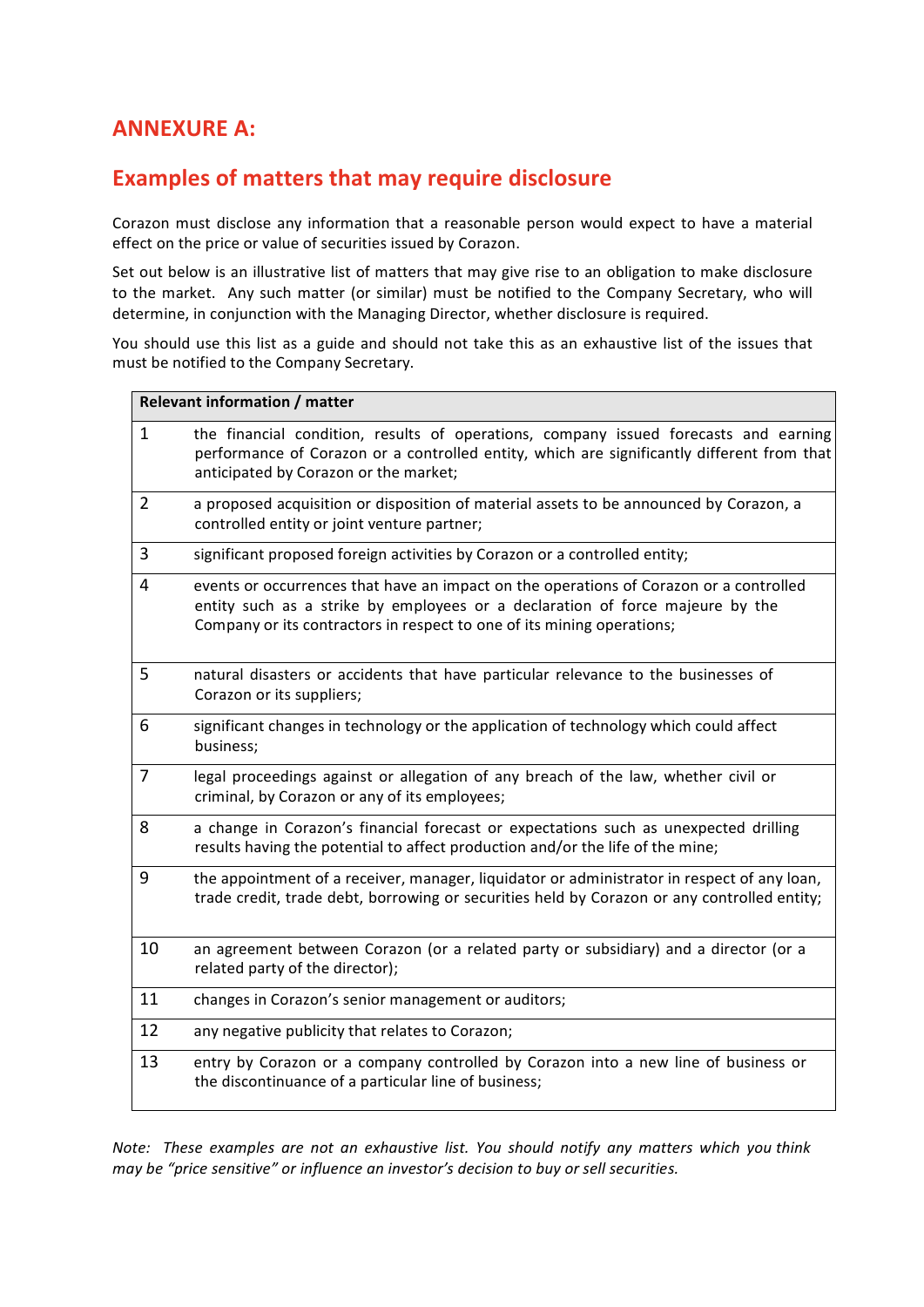## ANNEXURE A:

## Examples of matters that may require disclosure

Corazon must disclose any information that a reasonable person would expect to have a material effect on the price or value of securities issued by Corazon.

Set out below is an illustrative list of matters that may give rise to an obligation to make disclosure to the market. Any such matter (or similar) must be notified to the Company Secretary, who will determine, in conjunction with the Managing Director, whether disclosure is required.

You should use this list as a guide and should not take this as an exhaustive list of the issues that must be notified to the Company Secretary.

| **Relevant information / matter** | |
|---|---|
| 1 | the financial condition, results of operations, company issued forecasts and earning performance of Corazon or a controlled entity, which are significantly different from that anticipated by Corazon or the market; |
| 2 | a proposed acquisition or disposition of material assets to be announced by Corazon, a controlled entity or joint venture partner; |
| 3 | significant proposed foreign activities by Corazon or a controlled entity; |
| 4 | events or occurrences that have an impact on the operations of Corazon or a controlled entity such as a strike by employees or a declaration of force majeure by the Company or its contractors in respect to one of its mining operations; |
| 5 | natural disasters or accidents that have particular relevance to the businesses of Corazon or its suppliers; |
| 6 | significant changes in technology or the application of technology which could affect business; |
| 7 | legal proceedings against or allegation of any breach of the law, whether civil or criminal, by Corazon or any of its employees; |
| 8 | a change in Corazon's financial forecast or expectations such as unexpected drilling results having the potential to affect production and/or the life of the mine; |
| 9 | the appointment of a receiver, manager, liquidator or administrator in respect of any loan, trade credit, trade debt, borrowing or securities held by Corazon or any controlled entity; |
| 10 | an agreement between Corazon (or a related party or subsidiary) and a director (or a related party of the director); |
| 11 | changes in Corazon's senior management or auditors; |
| 12 | any negative publicity that relates to Corazon; |
| 13 | entry by Corazon or a company controlled by Corazon into a new line of business or the discontinuance of a particular line of business; |

*Note: These examples are not an exhaustive list. You should notify any matters which you think may be "price sensitive" or influence an investor's decision to buy or sell securities.*